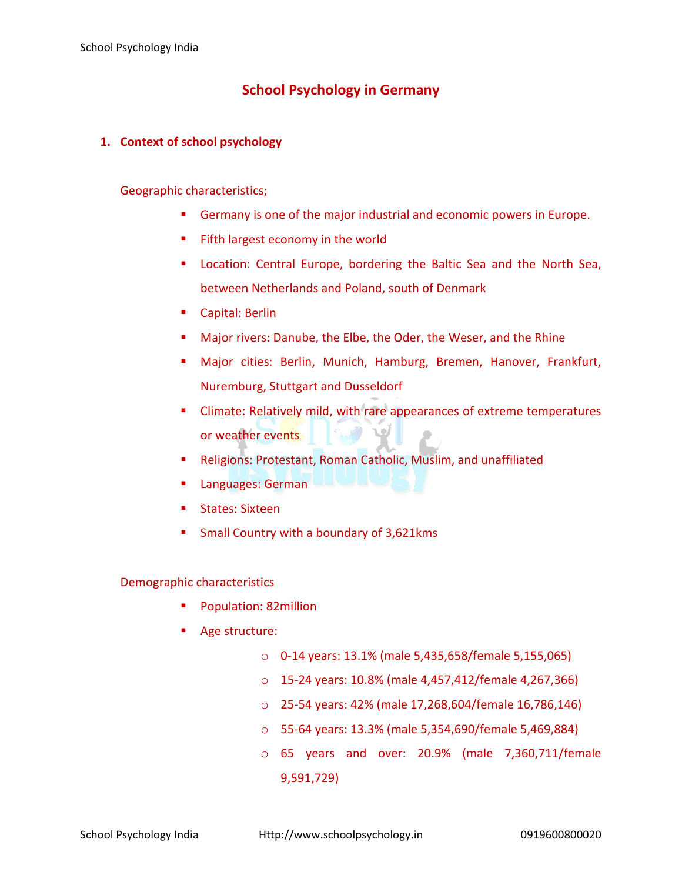# School Psychology in Germany

## 1. Context of school psychology

Geographic characteristics;

- Germany is one of the major industrial and economic powers in Europe.
- Fifth largest economy in the world
- Location: Central Europe, bordering the Baltic Sea and the North Sea, between Netherlands and Poland, south of Denmark
- Capital: Berlin
- Major rivers: Danube, the Elbe, the Oder, the Weser, and the Rhine
- Major cities: Berlin, Munich, Hamburg, Bremen, Hanover, Frankfurt, Nuremburg, Stuttgart and Dusseldorf
- Climate: Relatively mild, with rare appearances of extreme temperatures or weather events
- Religions: Protestant, Roman Catholic, Muslim, and unaffiliated
- Languages: German
- States: Sixteen
- Small Country with a boundary of 3,621kms

Demographic characteristics

- Population: 82million
- Age structure:
  - 0-14 years: 13.1% (male 5,435,658/female 5,155,065)
  - 15-24 years: 10.8% (male 4,457,412/female 4,267,366)
  - 25-54 years: 42% (male 17,268,604/female 16,786,146)
  - 55-64 years: 13.3% (male 5,354,690/female 5,469,884)
  - 65 years and over: 20.9% (male 7,360,711/female 9,591,729)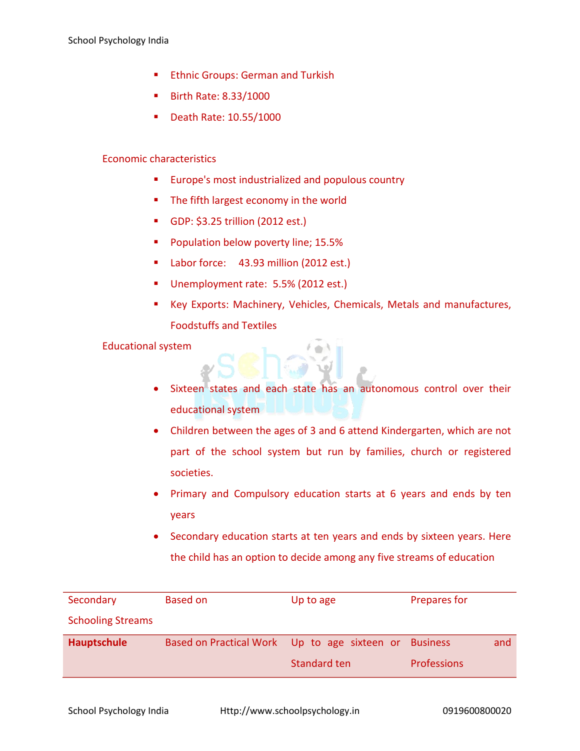- Ethnic Groups: German and Turkish
- Birth Rate: 8.33/1000
- Death Rate: 10.55/1000

Economic characteristics

- Europe's most industrialized and populous country
- The fifth largest economy in the world
- GDP: $3.25 trillion (2012 est.)
- Population below poverty line; 15.5%
- Labor force: 43.93 million (2012 est.)
- Unemployment rate: 5.5% (2012 est.)
- Key Exports: Machinery, Vehicles, Chemicals, Metals and manufactures, Foodstuffs and Textiles

Educational system

- Sixteen states and each state has an autonomous control over their educational system
- Children between the ages of 3 and 6 attend Kindergarten, which are not part of the school system but run by families, church or registered societies.
- Primary and Compulsory education starts at 6 years and ends by ten years
- Secondary education starts at ten years and ends by sixteen years. Here the child has an option to decide among any five streams of education

| Secondary Schooling Streams | Based on | Up to age | Prepares for |
|---|---|---|---|
| **Hauptschule** | Based on Practical Work | Up to age sixteen or Standard ten | Business and Professions |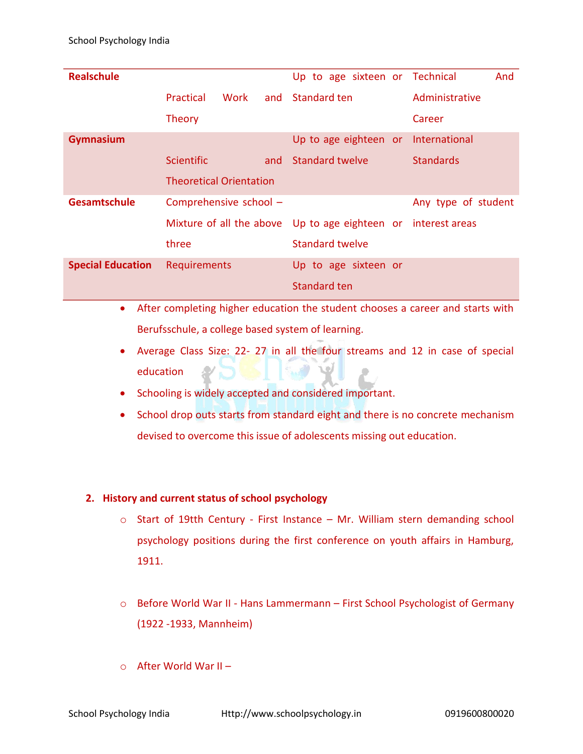| | | | |
|---|---|---|---|
| **Realschule** | Practical Work and Theory | Up to age sixteen or Standard ten | Technical And Administrative Career |
| **Gymnasium** | Scientific and Theoretical Orientation | Up to age eighteen or Standard twelve | International Standards |
| **Gesamtschule** | Comprehensive school – Mixture of all the above three | Up to age eighteen or Standard twelve | Any type of student interest areas |
| **Special Education** | Requirements | Up to age sixteen or Standard ten | |

- After completing higher education the student chooses a career and starts with Berufsschule, a college based system of learning.
- Average Class Size: 22- 27 in all the four streams and 12 in case of special education
- Schooling is widely accepted and considered important.
- School drop outs starts from standard eight and there is no concrete mechanism devised to overcome this issue of adolescents missing out education.

2. **History and current status of school psychology**

   - Start of 19tth Century - First Instance – Mr. William stern demanding school psychology positions during the first conference on youth affairs in Hamburg, 1911.

   - Before World War II - Hans Lammermann – First School Psychologist of Germany (1922 -1933, Mannheim)

   - After World War II –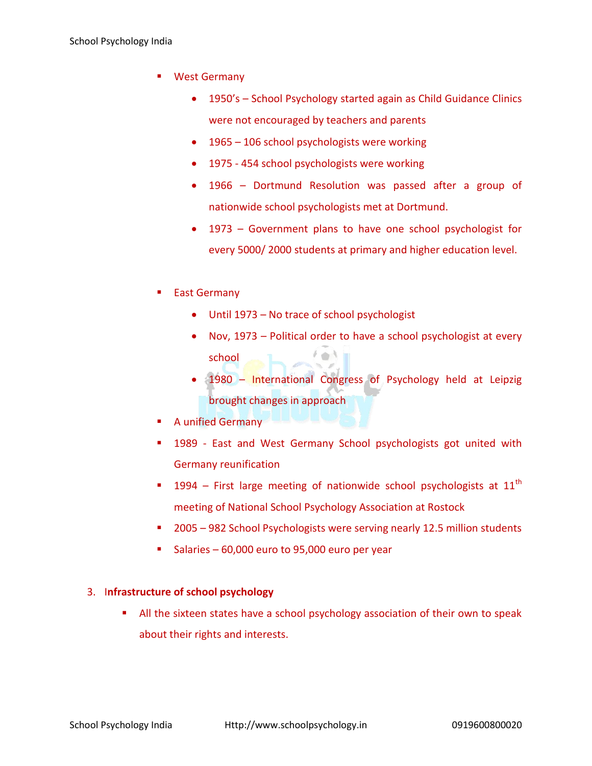- West Germany
    - 1950's – School Psychology started again as Child Guidance Clinics were not encouraged by teachers and parents
    - 1965 – 106 school psychologists were working
    - 1975 - 454 school psychologists were working
    - 1966 – Dortmund Resolution was passed after a group of nationwide school psychologists met at Dortmund.
    - 1973 – Government plans to have one school psychologist for every 5000/ 2000 students at primary and higher education level.

- East Germany
    - Until 1973 – No trace of school psychologist
    - Nov, 1973 – Political order to have a school psychologist at every school
    - 1980 – International Congress of Psychology held at Leipzig brought changes in approach
- A unified Germany
- 1989 - East and West Germany School psychologists got united with Germany reunification
- 1994 – First large meeting of nationwide school psychologists at 11th meeting of National School Psychology Association at Rostock
- 2005 – 982 School Psychologists were serving nearly 12.5 million students
- Salaries – 60,000 euro to 95,000 euro per year

3. **Infrastructure of school psychology**

    - All the sixteen states have a school psychology association of their own to speak about their rights and interests.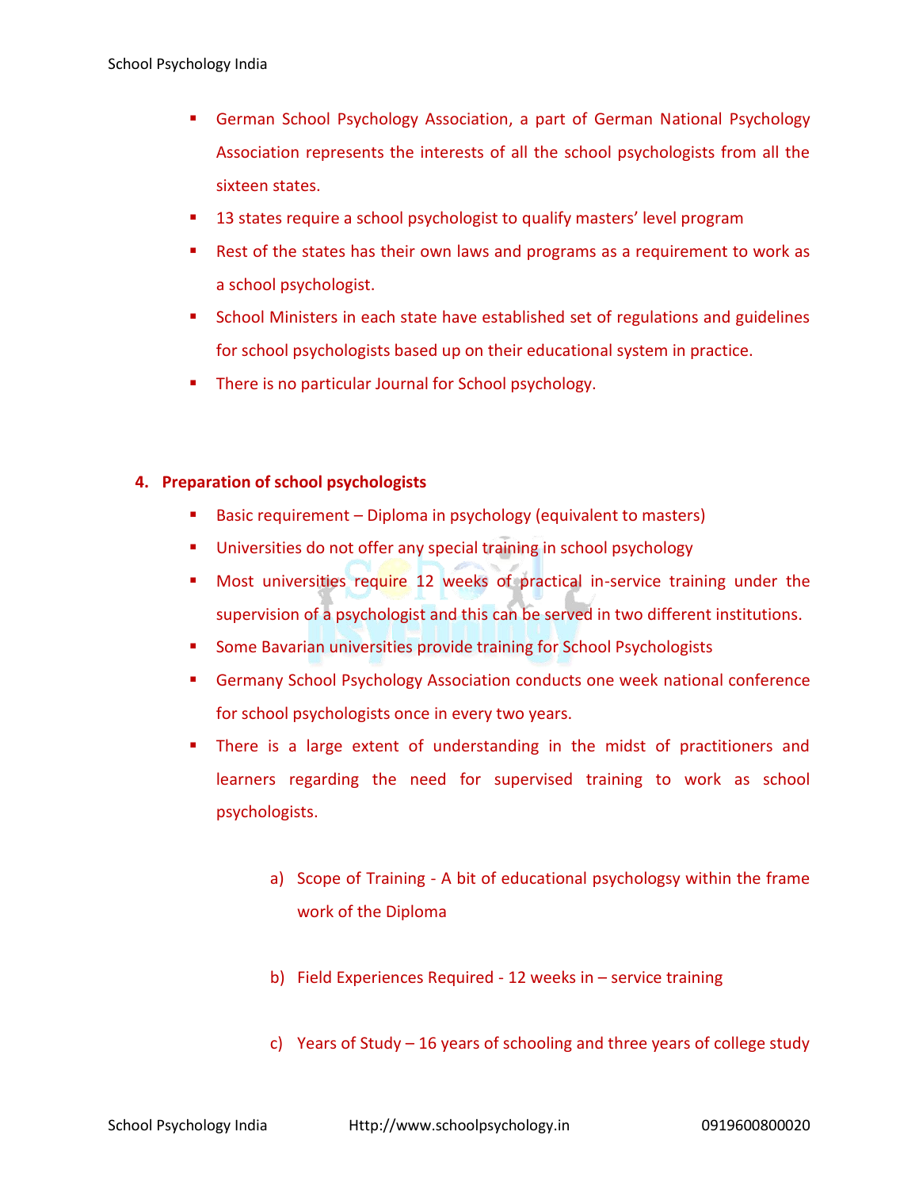- German School Psychology Association, a part of German National Psychology Association represents the interests of all the school psychologists from all the sixteen states.
- 13 states require a school psychologist to qualify masters' level program
- Rest of the states has their own laws and programs as a requirement to work as a school psychologist.
- School Ministers in each state have established set of regulations and guidelines for school psychologists based up on their educational system in practice.
- There is no particular Journal for School psychology.

**4. Preparation of school psychologists**

- Basic requirement – Diploma in psychology (equivalent to masters)
- Universities do not offer any special training in school psychology
- Most universities require 12 weeks of practical in-service training under the supervision of a psychologist and this can be served in two different institutions.
- Some Bavarian universities provide training for School Psychologists
- Germany School Psychology Association conducts one week national conference for school psychologists once in every two years.
- There is a large extent of understanding in the midst of practitioners and learners regarding the need for supervised training to work as school psychologists.

  a) Scope of Training - A bit of educational psycholog​sy within the frame work of the Diploma

  b) Field Experiences Required - 12 weeks in – service training

  c) Years of Study – 16 years of schooling and three years of college study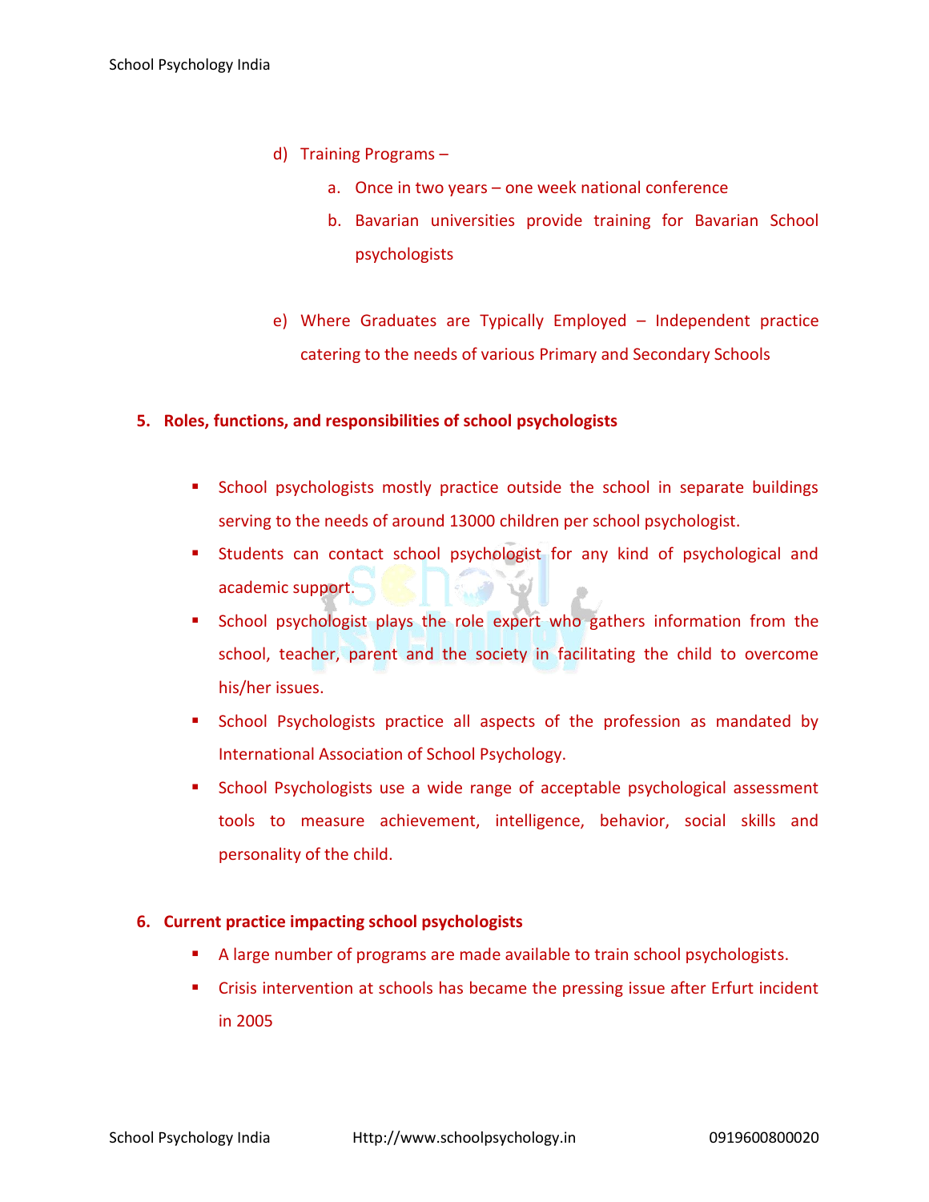d) Training Programs –
   a. Once in two years – one week national conference
   b. Bavarian universities provide training for Bavarian School psychologists

e) Where Graduates are Typically Employed – Independent practice catering to the needs of various Primary and Secondary Schools

**5. Roles, functions, and responsibilities of school psychologists**

- School psychologists mostly practice outside the school in separate buildings serving to the needs of around 13000 children per school psychologist.
- Students can contact school psychologist for any kind of psychological and academic support.
- School psychologist plays the role expert who gathers information from the school, teacher, parent and the society in facilitating the child to overcome his/her issues.
- School Psychologists practice all aspects of the profession as mandated by International Association of School Psychology.
- School Psychologists use a wide range of acceptable psychological assessment tools to measure achievement, intelligence, behavior, social skills and personality of the child.

**6. Current practice impacting school psychologists**

- A large number of programs are made available to train school psychologists.
- Crisis intervention at schools has became the pressing issue after Erfurt incident in 2005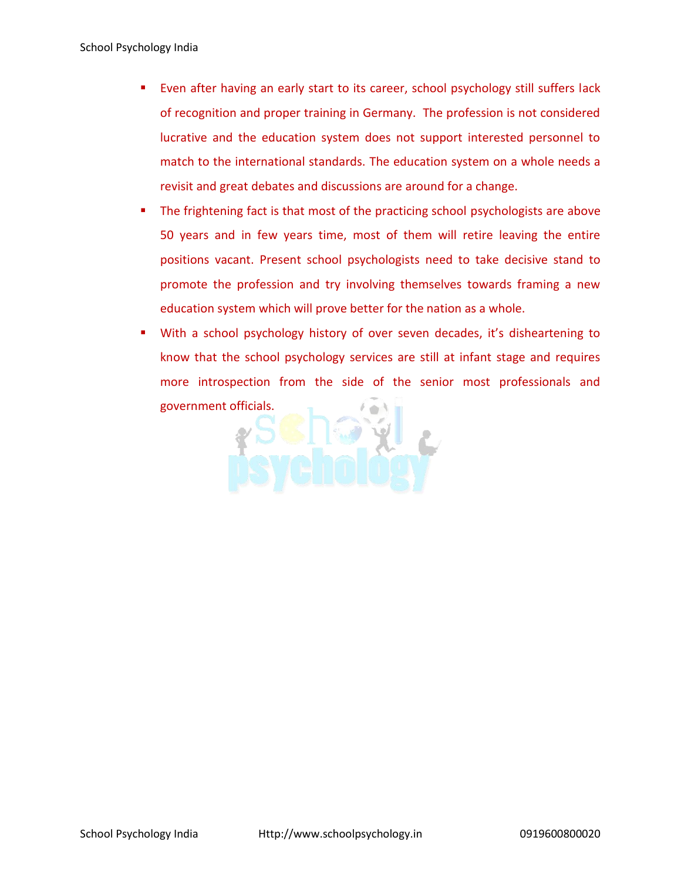- Even after having an early start to its career, school psychology still suffers lack of recognition and proper training in Germany. The profession is not considered lucrative and the education system does not support interested personnel to match to the international standards. The education system on a whole needs a revisit and great debates and discussions are around for a change.
- The frightening fact is that most of the practicing school psychologists are above 50 years and in few years time, most of them will retire leaving the entire positions vacant. Present school psychologists need to take decisive stand to promote the profession and try involving themselves towards framing a new education system which will prove better for the nation as a whole.
- With a school psychology history of over seven decades, it's disheartening to know that the school psychology services are still at infant stage and requires more introspection from the side of the senior most professionals and government officials.